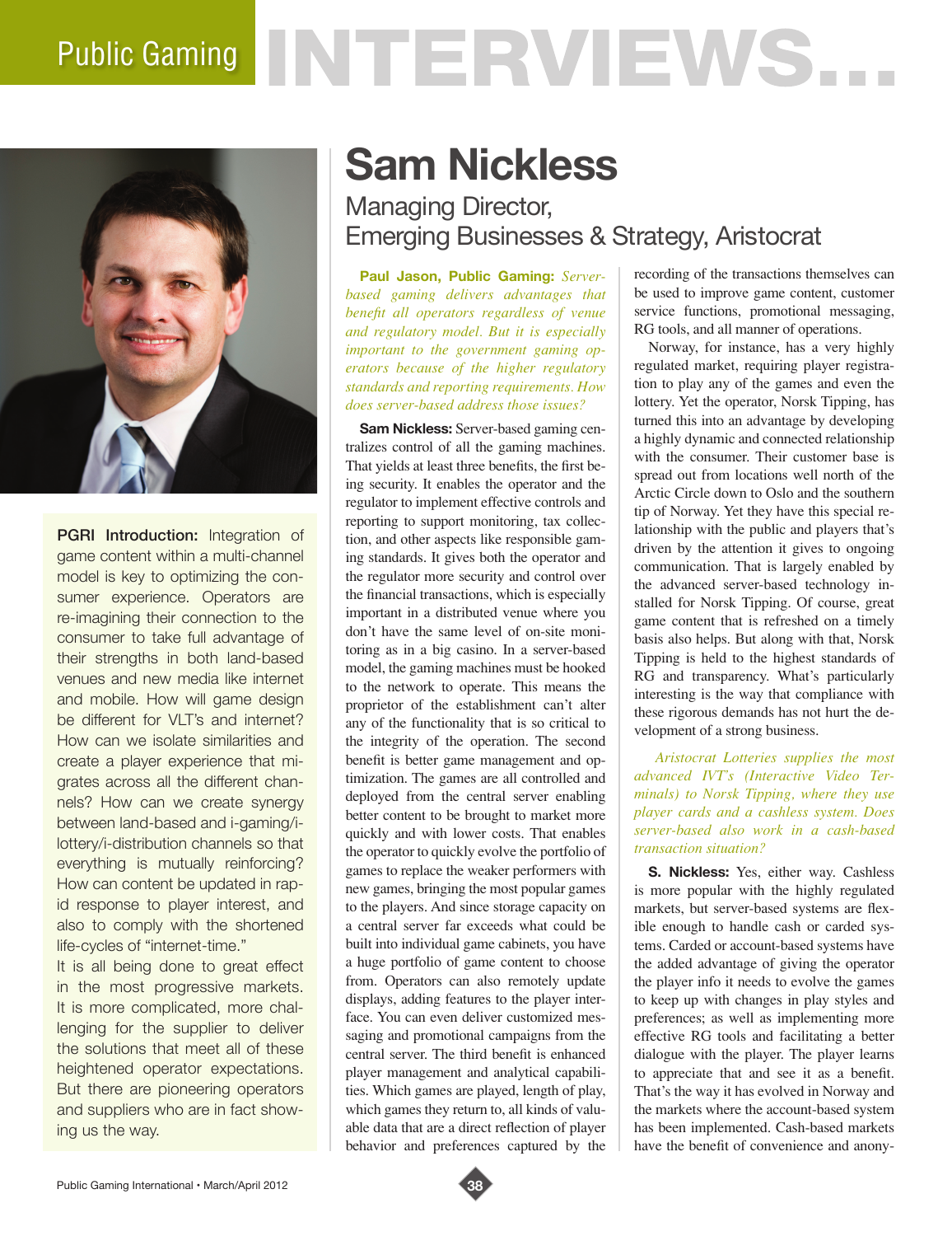# Public Gaming INTERVIEWS...

## Sam Nickless

### Managing Director, Emerging Businesses & Strategy, Aristocrat

**PGRI Introduction:** Integration of game content within a multi-channel model is key to optimizing the consumer experience. Operators are re-imagining their connection to the consumer to take full advantage of their strengths in both land-based venues and new media like internet and mobile. How will game design be different for VLT's and internet? How can we isolate similarities and create a player experience that migrates across all the different channels? How can we create synergy between land-based and i-gaming/i-lottery/i-distribution channels so that everything is mutually reinforcing? How can content be updated in rapid response to player interest, and also to comply with the shortened life-cycles of "internet-time."

It is all being done to great effect in the most progressive markets. It is more complicated, more challenging for the supplier to deliver the solutions that meet all of these heightened operator expectations. But there are pioneering operators and suppliers who are in fact showing us the way.

**Paul Jason, Public Gaming:** *Server-based gaming delivers advantages that benefit all operators regardless of venue and regulatory model. But it is especially important to the government gaming operators because of the higher regulatory standards and reporting requirements. How does server-based address those issues?*

**Sam Nickless:** Server-based gaming centralizes control of all the gaming machines. That yields at least three benefits, the first being security. It enables the operator and the regulator to implement effective controls and reporting to support monitoring, tax collection, and other aspects like responsible gaming standards. It gives both the operator and the regulator more security and control over the financial transactions, which is especially important in a distributed venue where you don't have the same level of on-site monitoring as in a big casino. In a server-based model, the gaming machines must be hooked to the network to operate. This means the proprietor of the establishment can't alter any of the functionality that is so critical to the integrity of the operation. The second benefit is better game management and optimization. The games are all controlled and deployed from the central server enabling better content to be brought to market more quickly and with lower costs. That enables the operator to quickly evolve the portfolio of games to replace the weaker performers with new games, bringing the most popular games to the players. And since storage capacity on a central server far exceeds what could be built into individual game cabinets, you have a huge portfolio of game content to choose from. Operators can also remotely update displays, adding features to the player interface. You can even deliver customized messaging and promotional campaigns from the central server. The third benefit is enhanced player management and analytical capabilities. Which games are played, length of play, which games they return to, all kinds of valuable data that are a direct reflection of player behavior and preferences captured by the recording of the transactions themselves can be used to improve game content, customer service functions, promotional messaging, RG tools, and all manner of operations.

Norway, for instance, has a very highly regulated market, requiring player registration to play any of the games and even the lottery. Yet the operator, Norsk Tipping, has turned this into an advantage by developing a highly dynamic and connected relationship with the consumer. Their customer base is spread out from locations well north of the Arctic Circle down to Oslo and the southern tip of Norway. Yet they have this special relationship with the public and players that's driven by the attention it gives to ongoing communication. That is largely enabled by the advanced server-based technology installed for Norsk Tipping. Of course, great game content that is refreshed on a timely basis also helps. But along with that, Norsk Tipping is held to the highest standards of RG and transparency. What's particularly interesting is the way that compliance with these rigorous demands has not hurt the development of a strong business.

*Aristocrat Lotteries supplies the most advanced IVT's (Interactive Video Terminals) to Norsk Tipping, where they use player cards and a cashless system. Does server-based also work in a cash-based transaction situation?*

**S. Nickless:** Yes, either way. Cashless is more popular with the highly regulated markets, but server-based systems are flexible enough to handle cash or carded systems. Carded or account-based systems have the added advantage of giving the operator the player info it needs to evolve the games to keep up with changes in play styles and preferences; as well as implementing more effective RG tools and facilitating a better dialogue with the player. The player learns to appreciate that and see it as a benefit. That's the way it has evolved in Norway and the markets where the account-based system has been implemented. Cash-based markets have the benefit of convenience and anony-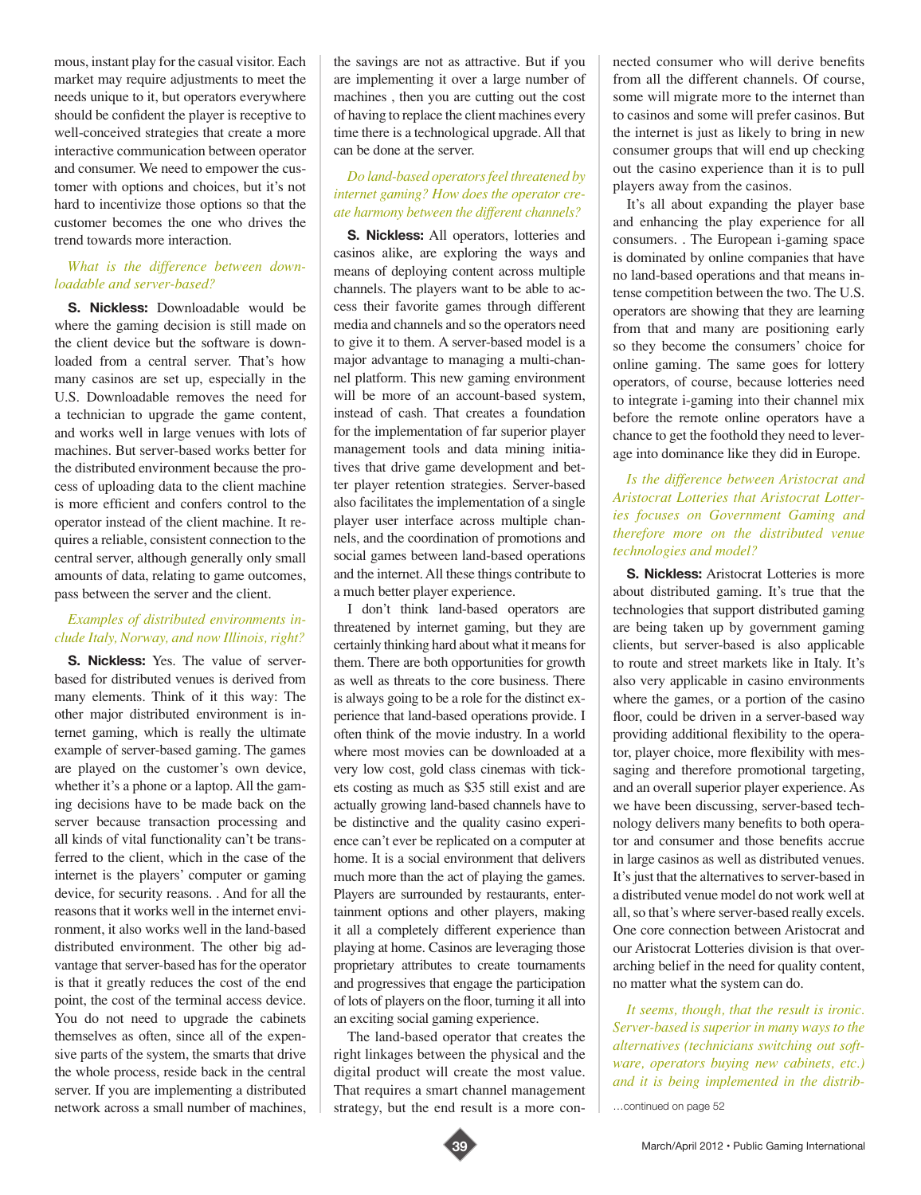mous, instant play for the casual visitor. Each market may require adjustments to meet the needs unique to it, but operators everywhere should be confident the player is receptive to well-conceived strategies that create a more interactive communication between operator and consumer. We need to empower the customer with options and choices, but it's not hard to incentivize those options so that the customer becomes the one who drives the trend towards more interaction.

*What is the difference between downloadable and server-based?*

**S. Nickless:** Downloadable would be where the gaming decision is still made on the client device but the software is downloaded from a central server. That's how many casinos are set up, especially in the U.S. Downloadable removes the need for a technician to upgrade the game content, and works well in large venues with lots of machines. But server-based works better for the distributed environment because the process of uploading data to the client machine is more efficient and confers control to the operator instead of the client machine. It requires a reliable, consistent connection to the central server, although generally only small amounts of data, relating to game outcomes, pass between the server and the client.

*Examples of distributed environments include Italy, Norway, and now Illinois, right?*

**S. Nickless:** Yes. The value of server-based for distributed venues is derived from many elements. Think of it this way: The other major distributed environment is internet gaming, which is really the ultimate example of server-based gaming. The games are played on the customer's own device, whether it's a phone or a laptop. All the gaming decisions have to be made back on the server because transaction processing and all kinds of vital functionality can't be transferred to the client, which in the case of the internet is the players' computer or gaming device, for security reasons. . And for all the reasons that it works well in the internet environment, it also works well in the land-based distributed environment. The other big advantage that server-based has for the operator is that it greatly reduces the cost of the end point, the cost of the terminal access device. You do not need to upgrade the cabinets themselves as often, since all of the expensive parts of the system, the smarts that drive the whole process, reside back in the central server. If you are implementing a distributed network across a small number of machines, the savings are not as attractive. But if you are implementing it over a large number of machines , then you are cutting out the cost of having to replace the client machines every time there is a technological upgrade. All that can be done at the server.

*Do land-based operators feel threatened by internet gaming? How does the operator create harmony between the different channels?*

**S. Nickless:** All operators, lotteries and casinos alike, are exploring the ways and means of deploying content across multiple channels. The players want to be able to access their favorite games through different media and channels and so the operators need to give it to them. A server-based model is a major advantage to managing a multi-channel platform. This new gaming environment will be more of an account-based system, instead of cash. That creates a foundation for the implementation of far superior player management tools and data mining initiatives that drive game development and better player retention strategies. Server-based also facilitates the implementation of a single player user interface across multiple channels, and the coordination of promotions and social games between land-based operations and the internet. All these things contribute to a much better player experience.

I don't think land-based operators are threatened by internet gaming, but they are certainly thinking hard about what it means for them. There are both opportunities for growth as well as threats to the core business. There is always going to be a role for the distinct experience that land-based operations provide. I often think of the movie industry. In a world where most movies can be downloaded at a very low cost, gold class cinemas with tickets costing as much as $35 still exist and are actually growing land-based channels have to be distinctive and the quality casino experience can't ever be replicated on a computer at home. It is a social environment that delivers much more than the act of playing the games. Players are surrounded by restaurants, entertainment options and other players, making it all a completely different experience than playing at home. Casinos are leveraging those proprietary attributes to create tournaments and progressives that engage the participation of lots of players on the floor, turning it all into an exciting social gaming experience.

The land-based operator that creates the right linkages between the physical and the digital product will create the most value. That requires a smart channel management strategy, but the end result is a more connected consumer who will derive benefits from all the different channels. Of course, some will migrate more to the internet than to casinos and some will prefer casinos. But the internet is just as likely to bring in new consumer groups that will end up checking out the casino experience than it is to pull players away from the casinos.

It's all about expanding the player base and enhancing the play experience for all consumers. . The European i-gaming space is dominated by online companies that have no land-based operations and that means intense competition between the two. The U.S. operators are showing that they are learning from that and many are positioning early so they become the consumers' choice for online gaming. The same goes for lottery operators, of course, because lotteries need to integrate i-gaming into their channel mix before the remote online operators have a chance to get the foothold they need to leverage into dominance like they did in Europe.

*Is the difference between Aristocrat and Aristocrat Lotteries that Aristocrat Lotteries focuses on Government Gaming and therefore more on the distributed venue technologies and model?*

**S. Nickless:** Aristocrat Lotteries is more about distributed gaming. It's true that the technologies that support distributed gaming are being taken up by government gaming clients, but server-based is also applicable to route and street markets like in Italy. It's also very applicable in casino environments where the games, or a portion of the casino floor, could be driven in a server-based way providing additional flexibility to the operator, player choice, more flexibility with messaging and therefore promotional targeting, and an overall superior player experience. As we have been discussing, server-based technology delivers many benefits to both operator and consumer and those benefits accrue in large casinos as well as distributed venues. It's just that the alternatives to server-based in a distributed venue model do not work well at all, so that's where server-based really excels. One core connection between Aristocrat and our Aristocrat Lotteries division is that overarching belief in the need for quality content, no matter what the system can do.

*It seems, though, that the result is ironic. Server-based is superior in many ways to the alternatives (technicians switching out software, operators buying new cabinets, etc.) and it is being implemented in the distrib-*

…continued on page 52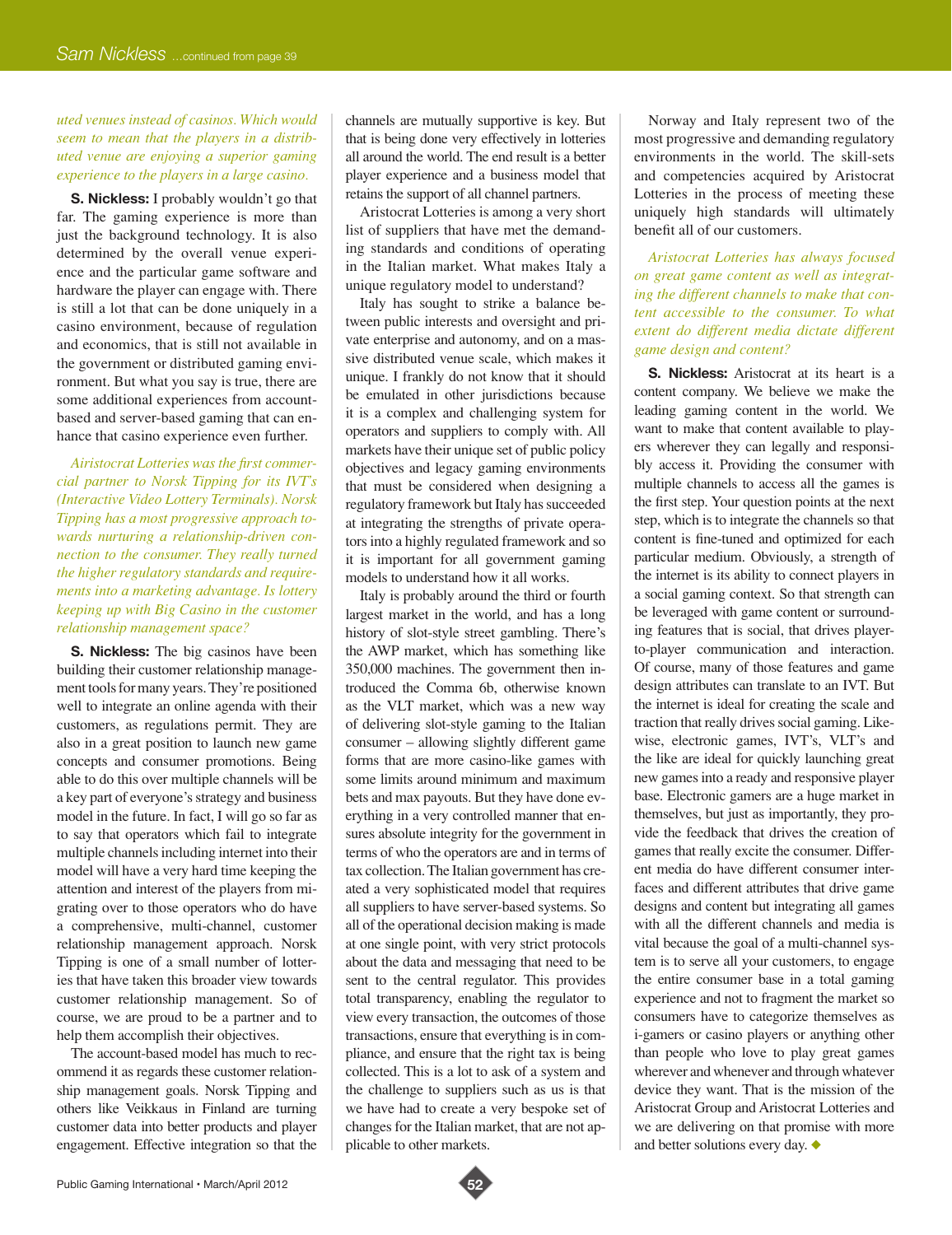*uted venues instead of casinos. Which would seem to mean that the players in a distributed venue are enjoying a superior gaming experience to the players in a large casino.*

**S. Nickless:** I probably wouldn't go that far. The gaming experience is more than just the background technology. It is also determined by the overall venue experience and the particular game software and hardware the player can engage with. There is still a lot that can be done uniquely in a casino environment, because of regulation and economics, that is still not available in the government or distributed gaming environment. But what you say is true, there are some additional experiences from account-based and server-based gaming that can enhance that casino experience even further.

*Airistocrat Lotteries was the first commercial partner to Norsk Tipping for its IVT's (Interactive Video Lottery Terminals). Norsk Tipping has a most progressive approach towards nurturing a relationship-driven connection to the consumer. They really turned the higher regulatory standards and requirements into a marketing advantage. Is lottery keeping up with Big Casino in the customer relationship management space?*

**S. Nickless:** The big casinos have been building their customer relationship management tools for many years. They're positioned well to integrate an online agenda with their customers, as regulations permit. They are also in a great position to launch new game concepts and consumer promotions. Being able to do this over multiple channels will be a key part of everyone's strategy and business model in the future. In fact, I will go so far as to say that operators which fail to integrate multiple channels including internet into their model will have a very hard time keeping the attention and interest of the players from migrating over to those operators who do have a comprehensive, multi-channel, customer relationship management approach. Norsk Tipping is one of a small number of lotteries that have taken this broader view towards customer relationship management. So of course, we are proud to be a partner and to help them accomplish their objectives.

The account-based model has much to recommend it as regards these customer relationship management goals. Norsk Tipping and others like Veikkaus in Finland are turning customer data into better products and player engagement. Effective integration so that the channels are mutually supportive is key. But that is being done very effectively in lotteries all around the world. The end result is a better player experience and a business model that retains the support of all channel partners.

Aristocrat Lotteries is among a very short list of suppliers that have met the demanding standards and conditions of operating in the Italian market. What makes Italy a unique regulatory model to understand?

Italy has sought to strike a balance between public interests and oversight and private enterprise and autonomy, and on a massive distributed venue scale, which makes it unique. I frankly do not know that it should be emulated in other jurisdictions because it is a complex and challenging system for operators and suppliers to comply with. All markets have their unique set of public policy objectives and legacy gaming environments that must be considered when designing a regulatory framework but Italy has succeeded at integrating the strengths of private operators into a highly regulated framework and so it is important for all government gaming models to understand how it all works.

Italy is probably around the third or fourth largest market in the world, and has a long history of slot-style street gambling. There's the AWP market, which has something like 350,000 machines. The government then introduced the Comma 6b, otherwise known as the VLT market, which was a new way of delivering slot-style gaming to the Italian consumer – allowing slightly different game forms that are more casino-like games with some limits around minimum and maximum bets and max payouts. But they have done everything in a very controlled manner that ensures absolute integrity for the government in terms of who the operators are and in terms of tax collection. The Italian government has created a very sophisticated model that requires all suppliers to have server-based systems. So all of the operational decision making is made at one single point, with very strict protocols about the data and messaging that need to be sent to the central regulator. This provides total transparency, enabling the regulator to view every transaction, the outcomes of those transactions, ensure that everything is in compliance, and ensure that the right tax is being collected. This is a lot to ask of a system and the challenge to suppliers such as us is that we have had to create a very bespoke set of changes for the Italian market, that are not applicable to other markets.

Norway and Italy represent two of the most progressive and demanding regulatory environments in the world. The skill-sets and competencies acquired by Aristocrat Lotteries in the process of meeting these uniquely high standards will ultimately benefit all of our customers.

*Aristocrat Lotteries has always focused on great game content as well as integrating the different channels to make that content accessible to the consumer. To what extent do different media dictate different game design and content?*

**S. Nickless:** Aristocrat at its heart is a content company. We believe we make the leading gaming content in the world. We want to make that content available to players wherever they can legally and responsibly access it. Providing the consumer with multiple channels to access all the games is the first step. Your question points at the next step, which is to integrate the channels so that content is fine-tuned and optimized for each particular medium. Obviously, a strength of the internet is its ability to connect players in a social gaming context. So that strength can be leveraged with game content or surrounding features that is social, that drives player-to-player communication and interaction. Of course, many of those features and game design attributes can translate to an IVT. But the internet is ideal for creating the scale and traction that really drives social gaming. Likewise, electronic games, IVT's, VLT's and the like are ideal for quickly launching great new games into a ready and responsive player base. Electronic gamers are a huge market in themselves, but just as importantly, they provide the feedback that drives the creation of games that really excite the consumer. Different media do have different consumer interfaces and different attributes that drive game designs and content but integrating all games with all the different channels and media is vital because the goal of a multi-channel system is to serve all your customers, to engage the entire consumer base in a total gaming experience and not to fragment the market so consumers have to categorize themselves as i-gamers or casino players or anything other than people who love to play great games wherever and whenever and through whatever device they want. That is the mission of the Aristocrat Group and Aristocrat Lotteries and we are delivering on that promise with more and better solutions every day. ◆